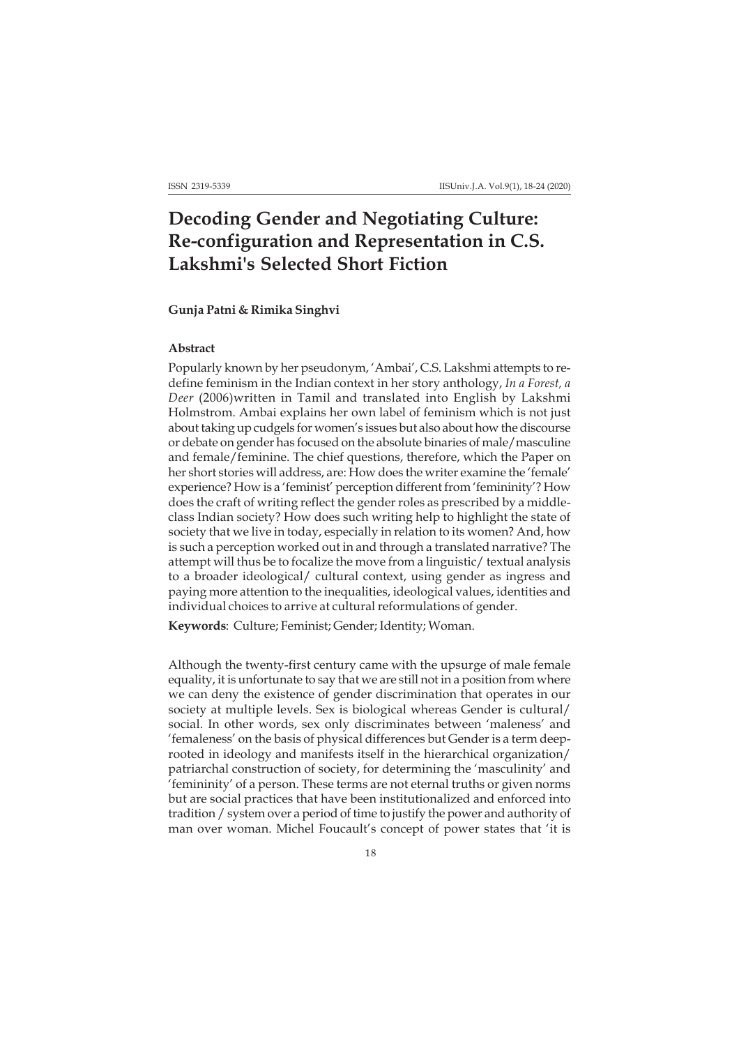# Decoding Gender and Negotiating Culture: Re-configuration and Representation in C.S. Lakshmi's Selected Short Fiction

**Gunja Patni & Rimika Singhvi**

### Abstract

Popularly known by her pseudonym, 'Ambai', C.S. Lakshmi attempts to re-define feminism in the Indian context in her story anthology, *In a Forest, a Deer* (2006)written in Tamil and translated into English by Lakshmi Holmstrom. Ambai explains her own label of feminism which is not just about taking up cudgels for women's issues but also about how the discourse or debate on gender has focused on the absolute binaries of male/masculine and female/feminine. The chief questions, therefore, which the Paper on her short stories will address, are: How does the writer examine the 'female' experience? How is a 'feminist' perception different from 'femininity'? How does the craft of writing reflect the gender roles as prescribed by a middle-class Indian society? How does such writing help to highlight the state of society that we live in today, especially in relation to its women? And, how is such a perception worked out in and through a translated narrative? The attempt will thus be to focalize the move from a linguistic/ textual analysis to a broader ideological/ cultural context, using gender as ingress and paying more attention to the inequalities, ideological values, identities and individual choices to arrive at cultural reformulations of gender.

**Keywords**: Culture; Feminist; Gender; Identity; Woman.

Although the twenty-first century came with the upsurge of male female equality, it is unfortunate to say that we are still not in a position from where we can deny the existence of gender discrimination that operates in our society at multiple levels. Sex is biological whereas Gender is cultural/ social. In other words, sex only discriminates between 'maleness' and 'femaleness' on the basis of physical differences but Gender is a term deep-rooted in ideology and manifests itself in the hierarchical organization/ patriarchal construction of society, for determining the 'masculinity' and 'femininity' of a person. These terms are not eternal truths or given norms but are social practices that have been institutionalized and enforced into tradition / system over a period of time to justify the power and authority of man over woman. Michel Foucault's concept of power states that 'it is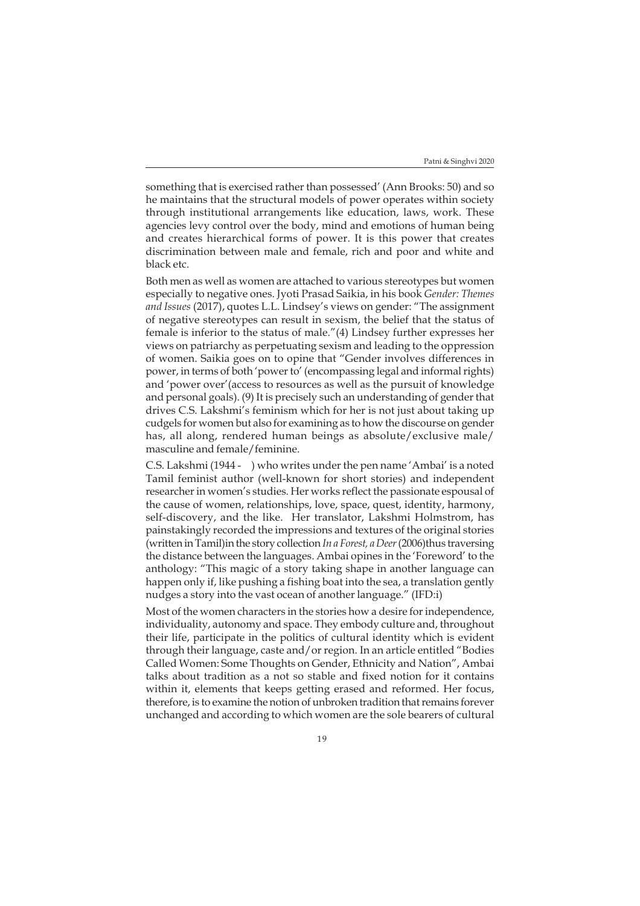something that is exercised rather than possessed' (Ann Brooks: 50) and so he maintains that the structural models of power operates within society through institutional arrangements like education, laws, work. These agencies levy control over the body, mind and emotions of human being and creates hierarchical forms of power. It is this power that creates discrimination between male and female, rich and poor and white and black etc.

Both men as well as women are attached to various stereotypes but women especially to negative ones. Jyoti Prasad Saikia, in his book *Gender: Themes and Issues* (2017), quotes L.L. Lindsey's views on gender: "The assignment of negative stereotypes can result in sexism, the belief that the status of female is inferior to the status of male."(4) Lindsey further expresses her views on patriarchy as perpetuating sexism and leading to the oppression of women. Saikia goes on to opine that "Gender involves differences in power, in terms of both 'power to' (encompassing legal and informal rights) and 'power over'(access to resources as well as the pursuit of knowledge and personal goals). (9) It is precisely such an understanding of gender that drives C.S. Lakshmi's feminism which for her is not just about taking up cudgels for women but also for examining as to how the discourse on gender has, all along, rendered human beings as absolute/exclusive male/masculine and female/feminine.

C.S. Lakshmi (1944 - ) who writes under the pen name 'Ambai' is a noted Tamil feminist author (well-known for short stories) and independent researcher in women's studies. Her works reflect the passionate espousal of the cause of women, relationships, love, space, quest, identity, harmony, self-discovery, and the like. Her translator, Lakshmi Holmstrom, has painstakingly recorded the impressions and textures of the original stories (written in Tamil)in the story collection *In a Forest, a Deer* (2006)thus traversing the distance between the languages. Ambai opines in the 'Foreword' to the anthology: "This magic of a story taking shape in another language can happen only if, like pushing a fishing boat into the sea, a translation gently nudges a story into the vast ocean of another language." (IFD:i)

Most of the women characters in the stories how a desire for independence, individuality, autonomy and space. They embody culture and, throughout their life, participate in the politics of cultural identity which is evident through their language, caste and/or region. In an article entitled "Bodies Called Women: Some Thoughts on Gender, Ethnicity and Nation", Ambai talks about tradition as a not so stable and fixed notion for it contains within it, elements that keeps getting erased and reformed. Her focus, therefore, is to examine the notion of unbroken tradition that remains forever unchanged and according to which women are the sole bearers of cultural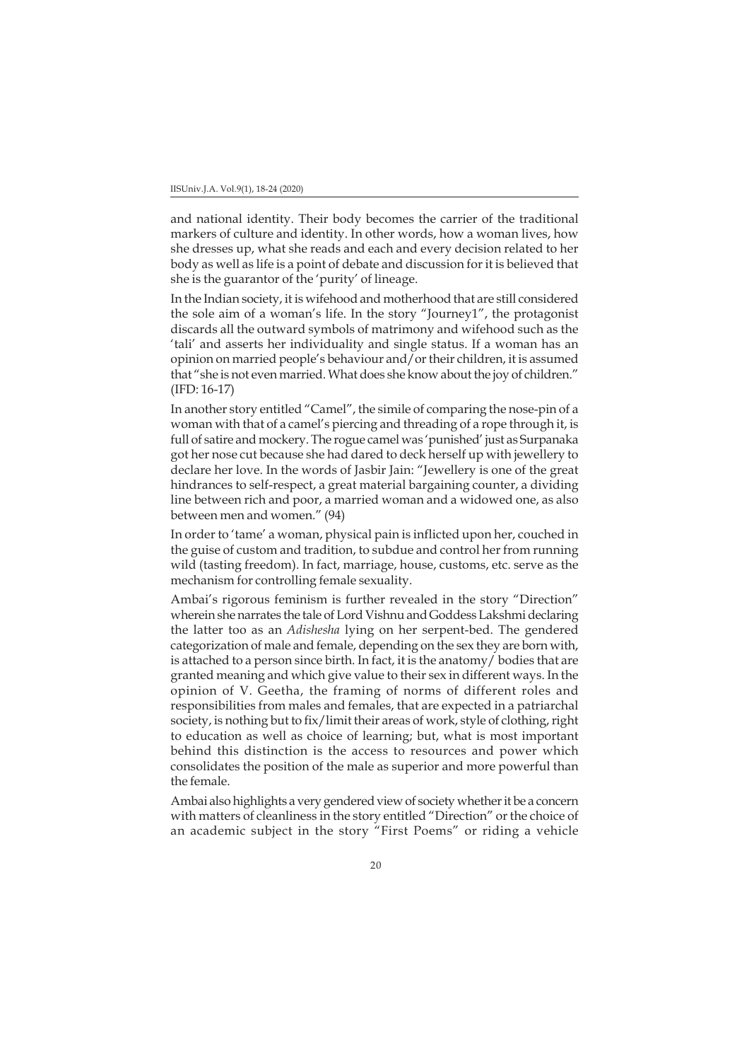and national identity. Their body becomes the carrier of the traditional markers of culture and identity. In other words, how a woman lives, how she dresses up, what she reads and each and every decision related to her body as well as life is a point of debate and discussion for it is believed that she is the guarantor of the 'purity' of lineage.

In the Indian society, it is wifehood and motherhood that are still considered the sole aim of a woman's life. In the story "Journey1", the protagonist discards all the outward symbols of matrimony and wifehood such as the 'tali' and asserts her individuality and single status. If a woman has an opinion on married people's behaviour and/or their children, it is assumed that "she is not even married. What does she know about the joy of children." (IFD: 16-17)

In another story entitled "Camel", the simile of comparing the nose-pin of a woman with that of a camel's piercing and threading of a rope through it, is full of satire and mockery. The rogue camel was 'punished' just as Surpanaka got her nose cut because she had dared to deck herself up with jewellery to declare her love. In the words of Jasbir Jain: "Jewellery is one of the great hindrances to self-respect, a great material bargaining counter, a dividing line between rich and poor, a married woman and a widowed one, as also between men and women." (94)

In order to 'tame' a woman, physical pain is inflicted upon her, couched in the guise of custom and tradition, to subdue and control her from running wild (tasting freedom). In fact, marriage, house, customs, etc. serve as the mechanism for controlling female sexuality.

Ambai's rigorous feminism is further revealed in the story "Direction" wherein she narrates the tale of Lord Vishnu and Goddess Lakshmi declaring the latter too as an *Adishesha* lying on her serpent-bed. The gendered categorization of male and female, depending on the sex they are born with, is attached to a person since birth. In fact, it is the anatomy/ bodies that are granted meaning and which give value to their sex in different ways. In the opinion of V. Geetha, the framing of norms of different roles and responsibilities from males and females, that are expected in a patriarchal society, is nothing but to fix/limit their areas of work, style of clothing, right to education as well as choice of learning; but, what is most important behind this distinction is the access to resources and power which consolidates the position of the male as superior and more powerful than the female.

Ambai also highlights a very gendered view of society whether it be a concern with matters of cleanliness in the story entitled "Direction" or the choice of an academic subject in the story "First Poems" or riding a vehicle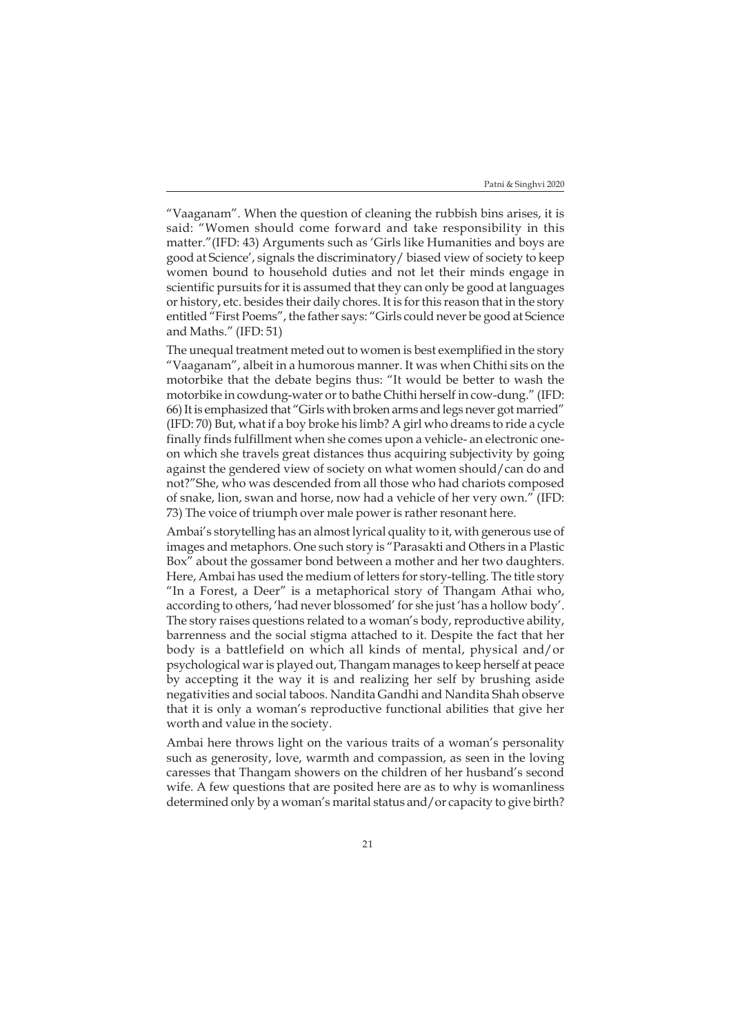"Vaaganam". When the question of cleaning the rubbish bins arises, it is said: "Women should come forward and take responsibility in this matter."(IFD: 43) Arguments such as 'Girls like Humanities and boys are good at Science', signals the discriminatory/ biased view of society to keep women bound to household duties and not let their minds engage in scientific pursuits for it is assumed that they can only be good at languages or history, etc. besides their daily chores. It is for this reason that in the story entitled "First Poems", the father says: "Girls could never be good at Science and Maths." (IFD: 51)

The unequal treatment meted out to women is best exemplified in the story "Vaaganam", albeit in a humorous manner. It was when Chithi sits on the motorbike that the debate begins thus: "It would be better to wash the motorbike in cowdung-water or to bathe Chithi herself in cow-dung." (IFD: 66) It is emphasized that "Girls with broken arms and legs never got married" (IFD: 70) But, what if a boy broke his limb? A girl who dreams to ride a cycle finally finds fulfillment when she comes upon a vehicle- an electronic one- on which she travels great distances thus acquiring subjectivity by going against the gendered view of society on what women should/can do and not?"She, who was descended from all those who had chariots composed of snake, lion, swan and horse, now had a vehicle of her very own." (IFD: 73) The voice of triumph over male power is rather resonant here.

Ambai's storytelling has an almost lyrical quality to it, with generous use of images and metaphors. One such story is "Parasakti and Others in a Plastic Box" about the gossamer bond between a mother and her two daughters. Here, Ambai has used the medium of letters for story-telling. The title story "In a Forest, a Deer" is a metaphorical story of Thangam Athai who, according to others, 'had never blossomed' for she just 'has a hollow body'. The story raises questions related to a woman's body, reproductive ability, barrenness and the social stigma attached to it. Despite the fact that her body is a battlefield on which all kinds of mental, physical and/or psychological war is played out, Thangam manages to keep herself at peace by accepting it the way it is and realizing her self by brushing aside negativities and social taboos. Nandita Gandhi and Nandita Shah observe that it is only a woman's reproductive functional abilities that give her worth and value in the society.

Ambai here throws light on the various traits of a woman's personality such as generosity, love, warmth and compassion, as seen in the loving caresses that Thangam showers on the children of her husband's second wife. A few questions that are posited here are as to why is womanliness determined only by a woman's marital status and/or capacity to give birth?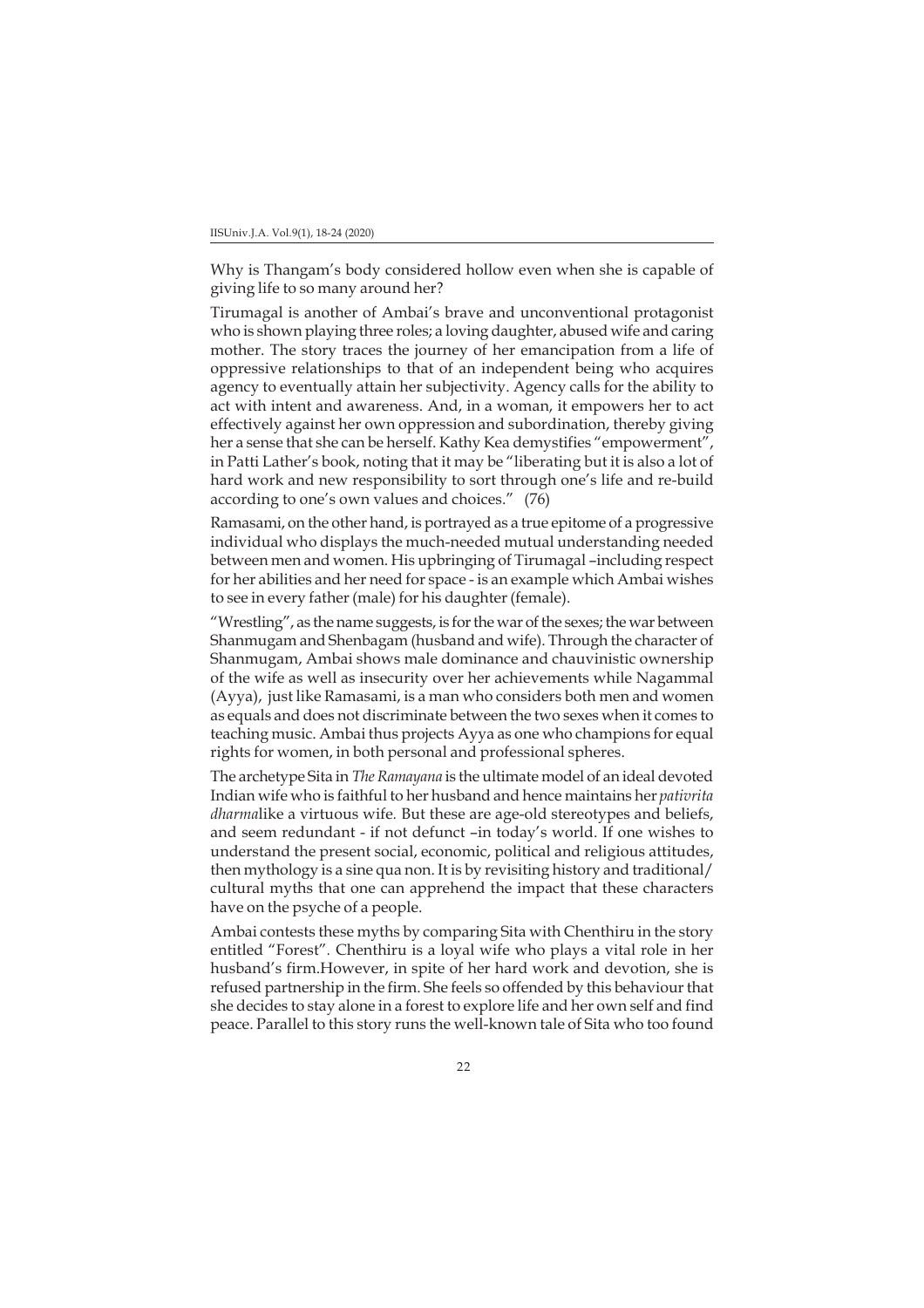Why is Thangam's body considered hollow even when she is capable of giving life to so many around her?

Tirumagal is another of Ambai's brave and unconventional protagonist who is shown playing three roles; a loving daughter, abused wife and caring mother. The story traces the journey of her emancipation from a life of oppressive relationships to that of an independent being who acquires agency to eventually attain her subjectivity. Agency calls for the ability to act with intent and awareness. And, in a woman, it empowers her to act effectively against her own oppression and subordination, thereby giving her a sense that she can be herself. Kathy Kea demystifies "empowerment", in Patti Lather's book, noting that it may be "liberating but it is also a lot of hard work and new responsibility to sort through one's life and re-build according to one's own values and choices." (76)

Ramasami, on the other hand, is portrayed as a true epitome of a progressive individual who displays the much-needed mutual understanding needed between men and women. His upbringing of Tirumagal –including respect for her abilities and her need for space - is an example which Ambai wishes to see in every father (male) for his daughter (female).

"Wrestling", as the name suggests, is for the war of the sexes; the war between Shanmugam and Shenbagam (husband and wife). Through the character of Shanmugam, Ambai shows male dominance and chauvinistic ownership of the wife as well as insecurity over her achievements while Nagammal (Ayya), just like Ramasami, is a man who considers both men and women as equals and does not discriminate between the two sexes when it comes to teaching music. Ambai thus projects Ayya as one who champions for equal rights for women, in both personal and professional spheres.

The archetype Sita in *The Ramayana* is the ultimate model of an ideal devoted Indian wife who is faithful to her husband and hence maintains her *pativrita dharma*like a virtuous wife. But these are age-old stereotypes and beliefs, and seem redundant - if not defunct –in today's world. If one wishes to understand the present social, economic, political and religious attitudes, then mythology is a sine qua non. It is by revisiting history and traditional/ cultural myths that one can apprehend the impact that these characters have on the psyche of a people.

Ambai contests these myths by comparing Sita with Chenthiru in the story entitled "Forest". Chenthiru is a loyal wife who plays a vital role in her husband's firm.However, in spite of her hard work and devotion, she is refused partnership in the firm. She feels so offended by this behaviour that she decides to stay alone in a forest to explore life and her own self and find peace. Parallel to this story runs the well-known tale of Sita who too found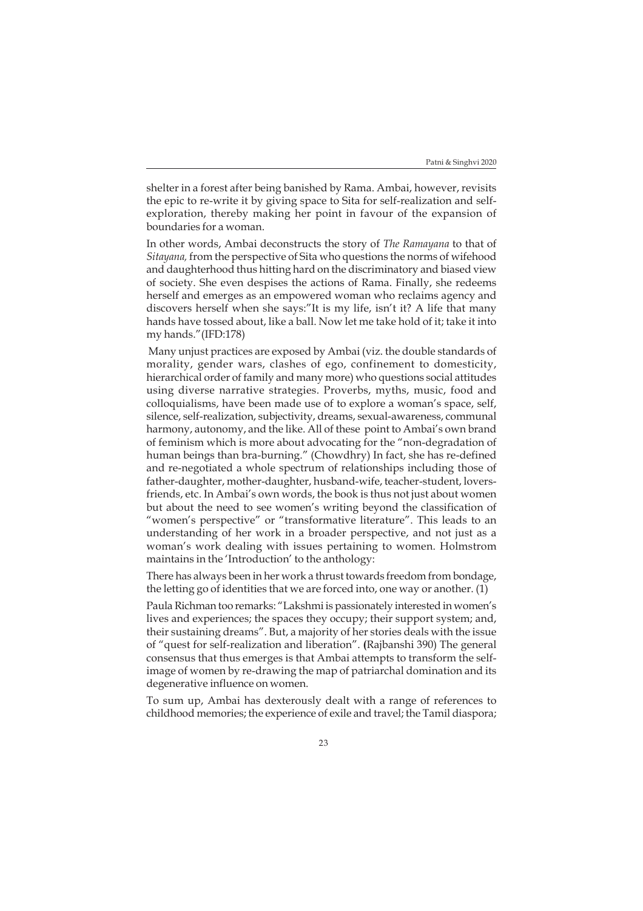shelter in a forest after being banished by Rama. Ambai, however, revisits the epic to re-write it by giving space to Sita for self-realization and self-exploration, thereby making her point in favour of the expansion of boundaries for a woman.

In other words, Ambai deconstructs the story of *The Ramayana* to that of *Sitayana,* from the perspective of Sita who questions the norms of wifehood and daughterhood thus hitting hard on the discriminatory and biased view of society. She even despises the actions of Rama. Finally, she redeems herself and emerges as an empowered woman who reclaims agency and discovers herself when she says:"It is my life, isn't it? A life that many hands have tossed about, like a ball. Now let me take hold of it; take it into my hands."(IFD:178)

Many unjust practices are exposed by Ambai (viz. the double standards of morality, gender wars, clashes of ego, confinement to domesticity, hierarchical order of family and many more) who questions social attitudes using diverse narrative strategies. Proverbs, myths, music, food and colloquialisms, have been made use of to explore a woman's space, self, silence, self-realization, subjectivity, dreams, sexual-awareness, communal harmony, autonomy, and the like. All of these point to Ambai's own brand of feminism which is more about advocating for the "non-degradation of human beings than bra-burning." (Chowdhry) In fact, she has re-defined and re-negotiated a whole spectrum of relationships including those of father-daughter, mother-daughter, husband-wife, teacher-student, lovers-friends, etc. In Ambai's own words, the book is thus not just about women but about the need to see women's writing beyond the classification of "women's perspective" or "transformative literature". This leads to an understanding of her work in a broader perspective, and not just as a woman's work dealing with issues pertaining to women. Holmstrom maintains in the 'Introduction' to the anthology:

There has always been in her work a thrust towards freedom from bondage, the letting go of identities that we are forced into, one way or another. (1)

Paula Richman too remarks: "Lakshmi is passionately interested in women's lives and experiences; the spaces they occupy; their support system; and, their sustaining dreams". But, a majority of her stories deals with the issue of "quest for self-realization and liberation". **(**Rajbanshi 390) The general consensus that thus emerges is that Ambai attempts to transform the self-image of women by re-drawing the map of patriarchal domination and its degenerative influence on women.

To sum up, Ambai has dexterously dealt with a range of references to childhood memories; the experience of exile and travel; the Tamil diaspora;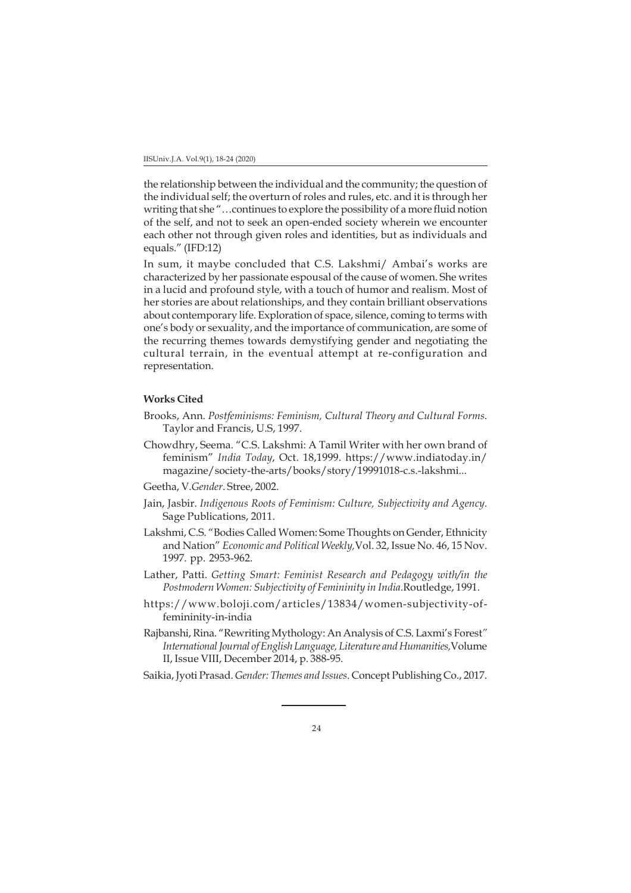the relationship between the individual and the community; the question of the individual self; the overturn of roles and rules, etc. and it is through her writing that she "…continues to explore the possibility of a more fluid notion of the self, and not to seek an open-ended society wherein we encounter each other not through given roles and identities, but as individuals and equals." (IFD:12)

In sum, it maybe concluded that C.S. Lakshmi/ Ambai's works are characterized by her passionate espousal of the cause of women. She writes in a lucid and profound style, with a touch of humor and realism. Most of her stories are about relationships, and they contain brilliant observations about contemporary life. Exploration of space, silence, coming to terms with one's body or sexuality, and the importance of communication, are some of the recurring themes towards demystifying gender and negotiating the cultural terrain, in the eventual attempt at re-configuration and representation.

**Works Cited**

Brooks, Ann. *Postfeminisms: Feminism, Cultural Theory and Cultural Forms*. Taylor and Francis, U.S, 1997.

Chowdhry, Seema. "C.S. Lakshmi: A Tamil Writer with her own brand of feminism" *India Today*, Oct. 18,1999. https://www.indiatoday.in/magazine/society-the-arts/books/story/19991018-c.s.-lakshmi...

Geetha, V.*Gender*. Stree, 2002.

Jain, Jasbir. *Indigenous Roots of Feminism: Culture, Subjectivity and Agency.* Sage Publications, 2011.

Lakshmi, C.S. "Bodies Called Women: Some Thoughts on Gender, Ethnicity and Nation" *Economic and Political Weekly,*Vol. 32, Issue No. 46, 15 Nov. 1997. pp. 2953-962.

Lather, Patti. *Getting Smart: Feminist Research and Pedagogy with/in the Postmodern Women: Subjectivity of Femininity in India*.Routledge, 1991.

https://www.boloji.com/articles/13834/women-subjectivity-of-femininity-in-india

Rajbanshi, Rina. "Rewriting Mythology: An Analysis of C.S. Laxmi's Forest" *International Journal of English Language, Literature and Humanities,*Volume II, Issue VIII, December 2014, p. 388-95.

Saikia, Jyoti Prasad. *Gender: Themes and Issues*. Concept Publishing Co., 2017.